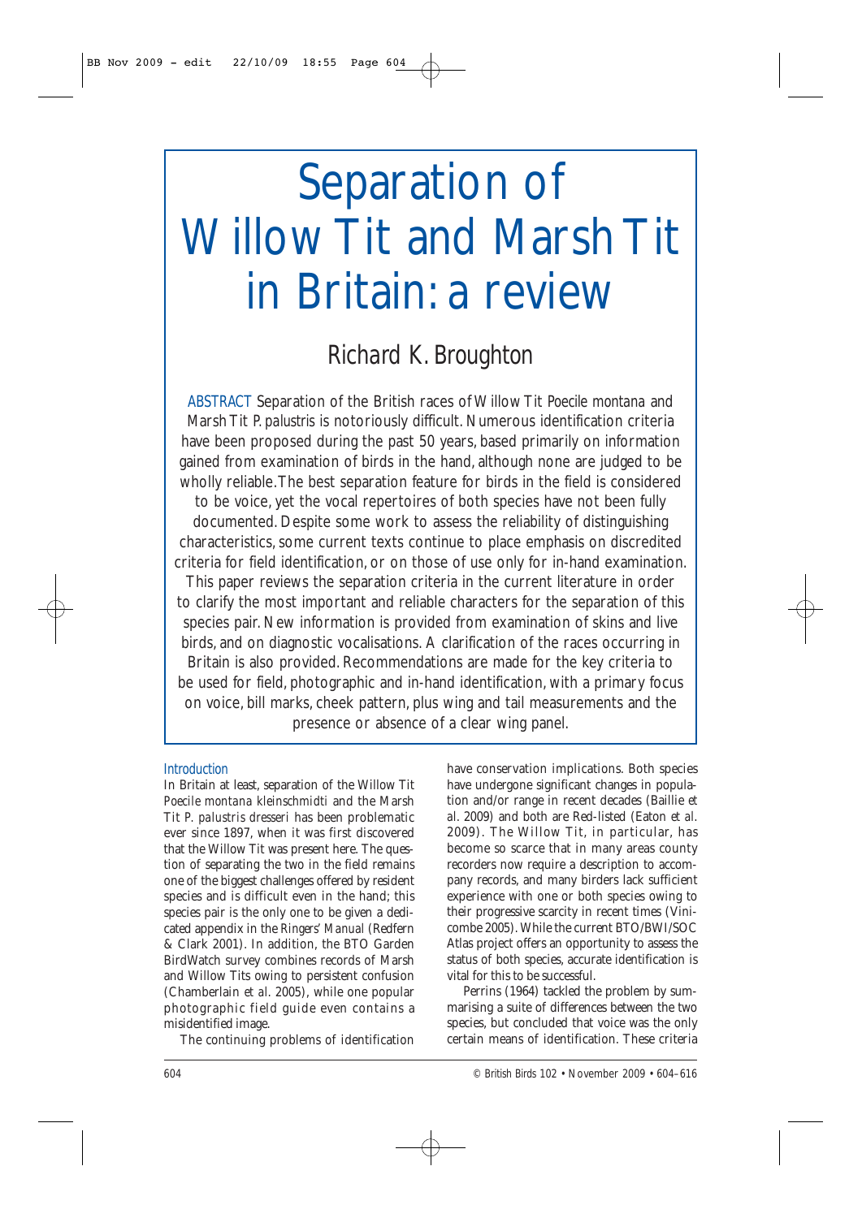# Separation of Willow Tit and Marsh Tit in Britain: a review

## Richard K. Broughton

**ABSTRACT** Separation of the British races of Willow Tit *Poecile montana* and Marsh Tit *P. palustris* is notoriously difficult. Numerous identification criteria have been proposed during the past 50 years, based primarily on information gained from examination of birds in the hand, although none are judged to be wholly reliable. The best separation feature for birds in the field is considered to be voice, yet the vocal repertoires of both species have not been fully documented. Despite some work to assess the reliability of distinguishing characteristics, some current texts continue to place emphasis on discredited criteria for field identification, or on those of use only for in-hand examination. This paper reviews the separation criteria in the current literature in order to clarify the most important and reliable characters for the separation of this species pair. New information is provided from examination of skins and live birds, and on diagnostic vocalisations. A clarification of the races occurring in Britain is also provided. Recommendations are made for the key criteria to be used for field, photographic and in-hand identification, with a primary focus on voice, bill marks, cheek pattern, plus wing and tail measurements and the presence or absence of a clear wing panel.

### Introduction

In Britain at least, separation of the Willow Tit *Poecile montana kleinschmidti* and the Marsh Tit *P. palustris dresseri* has been problematic ever since 1897, when it was first discovered that the Willow Tit was present here. The question of separating the two in the field remains one of the biggest challenges offered by resident species and is difficult even in the hand; this species pair is the only one to be given a dedicated appendix in the *Ringers' Manual* (Redfern & Clark 2001). In addition, the BTO Garden BirdWatch survey combines records of Marsh and Willow Tits owing to persistent confusion (Chamberlain *et al.* 2005), while one popular photographic field guide even contains a misidentified image.

The continuing problems of identification have conservation implications. Both species have undergone significant changes in population and/or range in recent decades (Baillie *et al.* 2009) and both are Red-listed (Eaton *et al.* 2009). The Willow Tit, in particular, has become so scarce that in many areas county recorders now require a description to accompany records, and many birders lack sufficient experience with one or both species owing to their progressive scarcity in recent times (Vinicombe 2005). While the current BTO/BWI/SOC Atlas project offers an opportunity to assess the status of both species, accurate identification is vital for this to be successful.

Perrins (1964) tackled the problem by summarising a suite of differences between the two species, but concluded that voice was the only certain means of identification. These criteria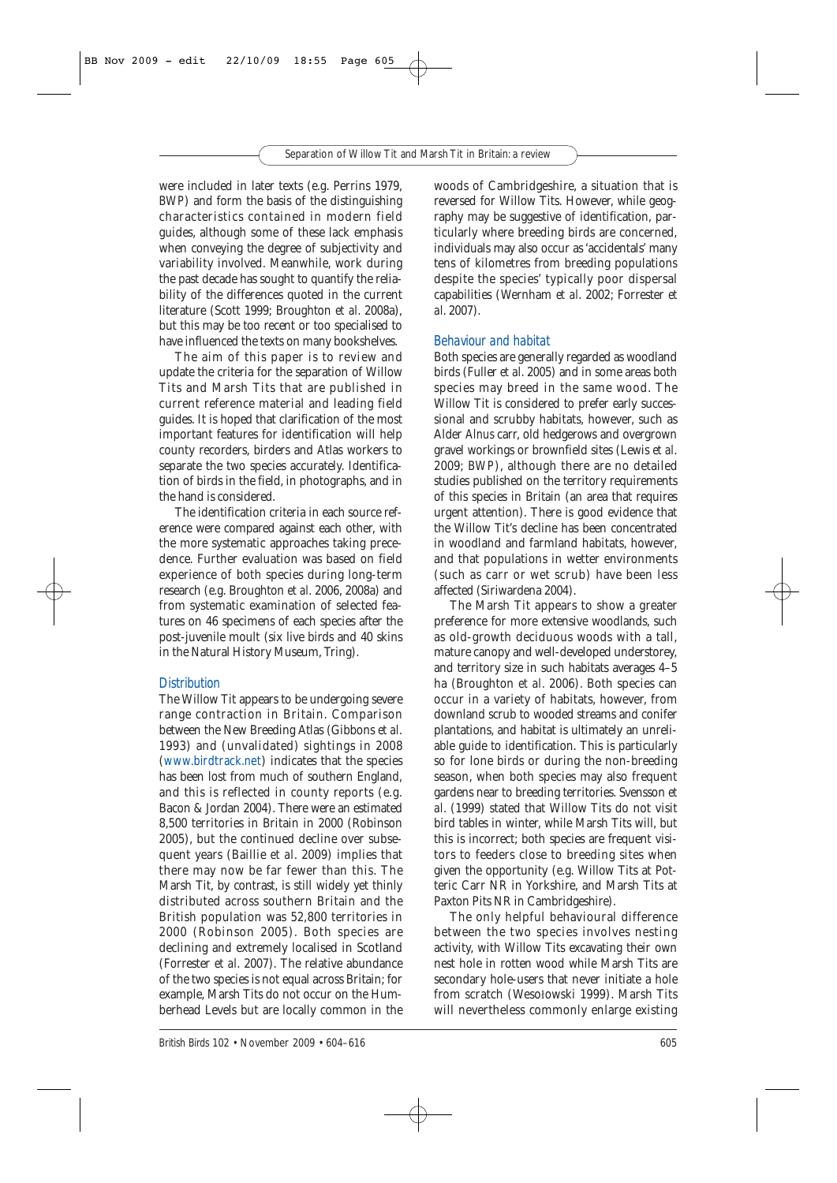were included in later texts (e.g. Perrins 1979, *BWP*) and form the basis of the distinguishing characteristics contained in modern field guides, although some of these lack emphasis when conveying the degree of subjectivity and variability involved. Meanwhile, work during the past decade has sought to quantify the reliability of the differences quoted in the current literature (Scott 1999; Broughton *et al.* 2008a), but this may be too recent or too specialised to have influenced the texts on many bookshelves.

The aim of this paper is to review and update the criteria for the separation of Willow Tits and Marsh Tits that are published in current reference material and leading field guides. It is hoped that clarification of the most important features for identification will help county recorders, birders and Atlas workers to separate the two species accurately. Identification of birds in the field, in photographs, and in the hand is considered.

The identification criteria in each source reference were compared against each other, with the more systematic approaches taking precedence. Further evaluation was based on field experience of both species during long-term research (e.g. Broughton *et al.* 2006, 2008a) and from systematic examination of selected features on 46 specimens of each species after the post-juvenile moult (six live birds and 40 skins in the Natural History Museum, Tring).

## Distribution

The Willow Tit appears to be undergoing severe range contraction in Britain. Comparison between the New Breeding Atlas (Gibbons *et al.* 1993) and (unvalidated) sightings in 2008 (www.birdtrack.net) indicates that the species has been lost from much of southern England, and this is reflected in county reports (e.g. Bacon & Jordan 2004). There were an estimated 8,500 territories in Britain in 2000 (Robinson 2005), but the continued decline over subsequent years (Baillie *et al.* 2009) implies that there may now be far fewer than this. The Marsh Tit, by contrast, is still widely yet thinly distributed across southern Britain and the British population was 52,800 territories in 2000 (Robinson 2005). Both species are declining and extremely localised in Scotland (Forrester *et al.* 2007). The relative abundance of the two species is not equal across Britain; for example, Marsh Tits do not occur on the Humberhead Levels but are locally common in the woods of Cambridgeshire, a situation that is reversed for Willow Tits. However, while geography may be suggestive of identification, particularly where breeding birds are concerned, individuals may also occur as 'accidentals' many tens of kilometres from breeding populations despite the species' typically poor dispersal capabilities (Wernham *et al.* 2002; Forrester *et al.* 2007).

## Behaviour and habitat

Both species are generally regarded as woodland birds (Fuller *et al.* 2005) and in some areas both species may breed in the same wood. The Willow Tit is considered to prefer early successional and scrubby habitats, however, such as Alder *Alnus* carr, old hedgerows and overgrown gravel workings or brownfield sites (Lewis *et al.* 2009; *BWP*), although there are no detailed studies published on the territory requirements of this species in Britain (an area that requires urgent attention). There is good evidence that the Willow Tit's decline has been concentrated in woodland and farmland habitats, however, and that populations in wetter environments (such as carr or wet scrub) have been less affected (Siriwardena 2004).

The Marsh Tit appears to show a greater preference for more extensive woodlands, such as old-growth deciduous woods with a tall, mature canopy and well-developed understorey, and territory size in such habitats averages 4–5 ha (Broughton *et al.* 2006). Both species can occur in a variety of habitats, however, from downland scrub to wooded streams and conifer plantations, and habitat is ultimately an unreliable guide to identification. This is particularly so for lone birds or during the non-breeding season, when both species may also frequent gardens near to breeding territories. Svensson *et al.* (1999) stated that Willow Tits do not visit bird tables in winter, while Marsh Tits will, but this is incorrect; both species are frequent visitors to feeders close to breeding sites when given the opportunity (e.g. Willow Tits at Potteric Carr NR in Yorkshire, and Marsh Tits at Paxton Pits NR in Cambridgeshire).

The only helpful behavioural difference between the two species involves nesting activity, with Willow Tits excavating their own nest hole in rotten wood while Marsh Tits are secondary hole-users that never initiate a hole from scratch (Wesołowski 1999). Marsh Tits will nevertheless commonly enlarge existing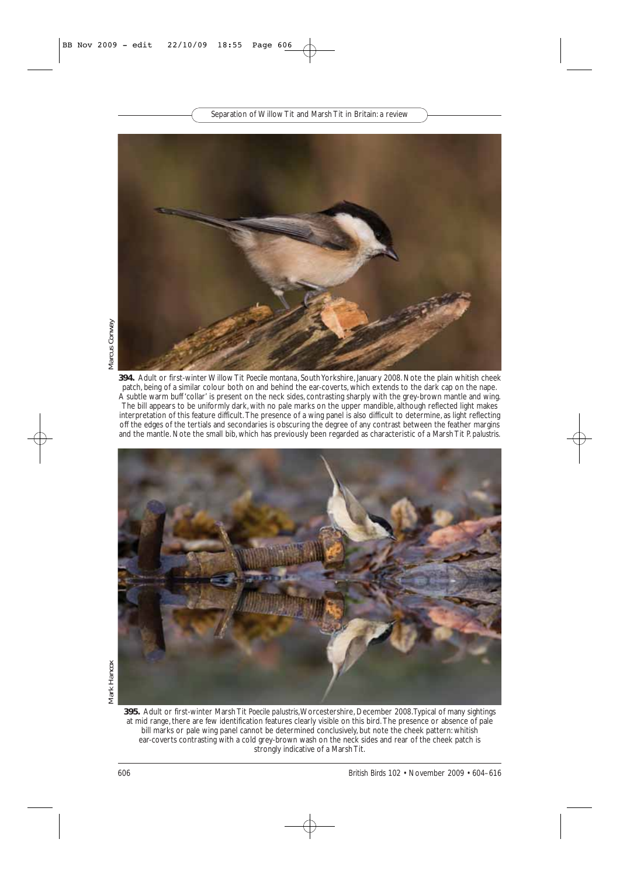Marcus Conway

**394.** Adult or first-winter Willow Tit *Poecile montana*, South Yorkshire, January 2008. Note the plain whitish cheek patch, being of a similar colour both on and behind the ear-coverts, which extends to the dark cap on the nape. A subtle warm buff 'collar' is present on the neck sides, contrasting sharply with the grey-brown mantle and wing. The bill appears to be uniformly dark, with no pale marks on the upper mandible, although reflected light makes interpretation of this feature difficult. The presence of a wing panel is also difficult to determine, as light reflecting off the edges of the tertials and secondaries is obscuring the degree of any contrast between the feather margins and the mantle. Note the small bib, which has previously been regarded as characteristic of a Marsh Tit *P. palustris*.

Mark Hancox

**395.** Adult or first-winter Marsh Tit *Poecile palustris*, Worcestershire, December 2008. Typical of many sightings at mid range, there are few identification features clearly visible on this bird. The presence or absence of pale bill marks or pale wing panel cannot be determined conclusively, but note the cheek pattern: whitish ear-coverts contrasting with a cold grey-brown wash on the neck sides and rear of the cheek patch is strongly indicative of a Marsh Tit.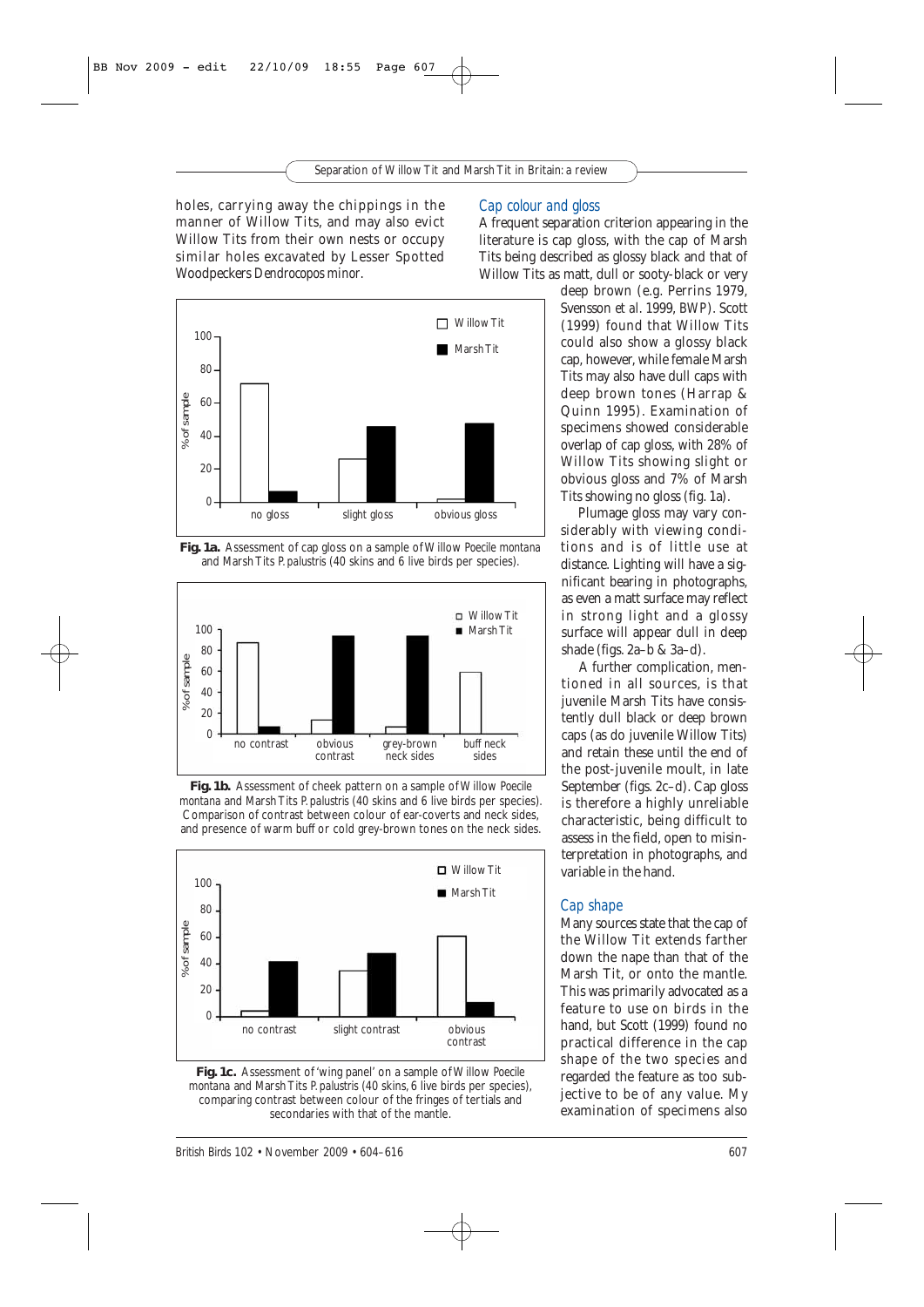holes, carrying away the chippings in the manner of Willow Tits, and may also evict Willow Tits from their own nests or occupy similar holes excavated by Lesser Spotted Woodpeckers *Dendrocopos minor*.

**Fig. 1a.** Assessment of cap gloss on a sample of Willow *Poecile montana* and Marsh Tits *P. palustris* (40 skins and 6 live birds per species).

**Fig. 1b.** Assessment of cheek pattern on a sample of Willow *Poecile montana* and Marsh Tits *P. palustris* (40 skins and 6 live birds per species). Comparison of contrast between colour of ear-coverts and neck sides, and presence of warm buff or cold grey-brown tones on the neck sides.

**Fig. 1c.** Assessment of 'wing panel' on a sample of Willow *Poecile montana* and Marsh Tits *P. palustris* (40 skins, 6 live birds per species), comparing contrast between colour of the fringes of tertials and secondaries with that of the mantle.

## Cap colour and gloss

A frequent separation criterion appearing in the literature is cap gloss, with the cap of Marsh Tits being described as glossy black and that of Willow Tits as matt, dull or sooty-black or very deep brown (e.g. Perrins 1979, Svensson *et al.* 1999, *BWP*). Scott (1999) found that Willow Tits could also show a glossy black cap, however, while female Marsh Tits may also have dull caps with deep brown tones (Harrap & Quinn 1995). Examination of specimens showed considerable overlap of cap gloss, with 28% of Willow Tits showing slight or obvious gloss and 7% of Marsh Tits showing no gloss (fig. 1a).

Plumage gloss may vary considerably with viewing conditions and is of little use at distance. Lighting will have a significant bearing in photographs, as even a matt surface may reflect in strong light and a glossy surface will appear dull in deep shade (figs. 2a–b & 3a–d).

A further complication, mentioned in all sources, is that juvenile Marsh Tits have consistently dull black or deep brown caps (as do juvenile Willow Tits) and retain these until the end of the post-juvenile moult, in late September (figs. 2c–d). Cap gloss is therefore a highly unreliable characteristic, being difficult to assess in the field, open to misinterpretation in photographs, and variable in the hand.

## Cap shape

Many sources state that the cap of the Willow Tit extends farther down the nape than that of the Marsh Tit, or onto the mantle. This was primarily advocated as a feature to use on birds in the hand, but Scott (1999) found no practical difference in the cap shape of the two species and regarded the feature as too subjective to be of any value. My examination of specimens also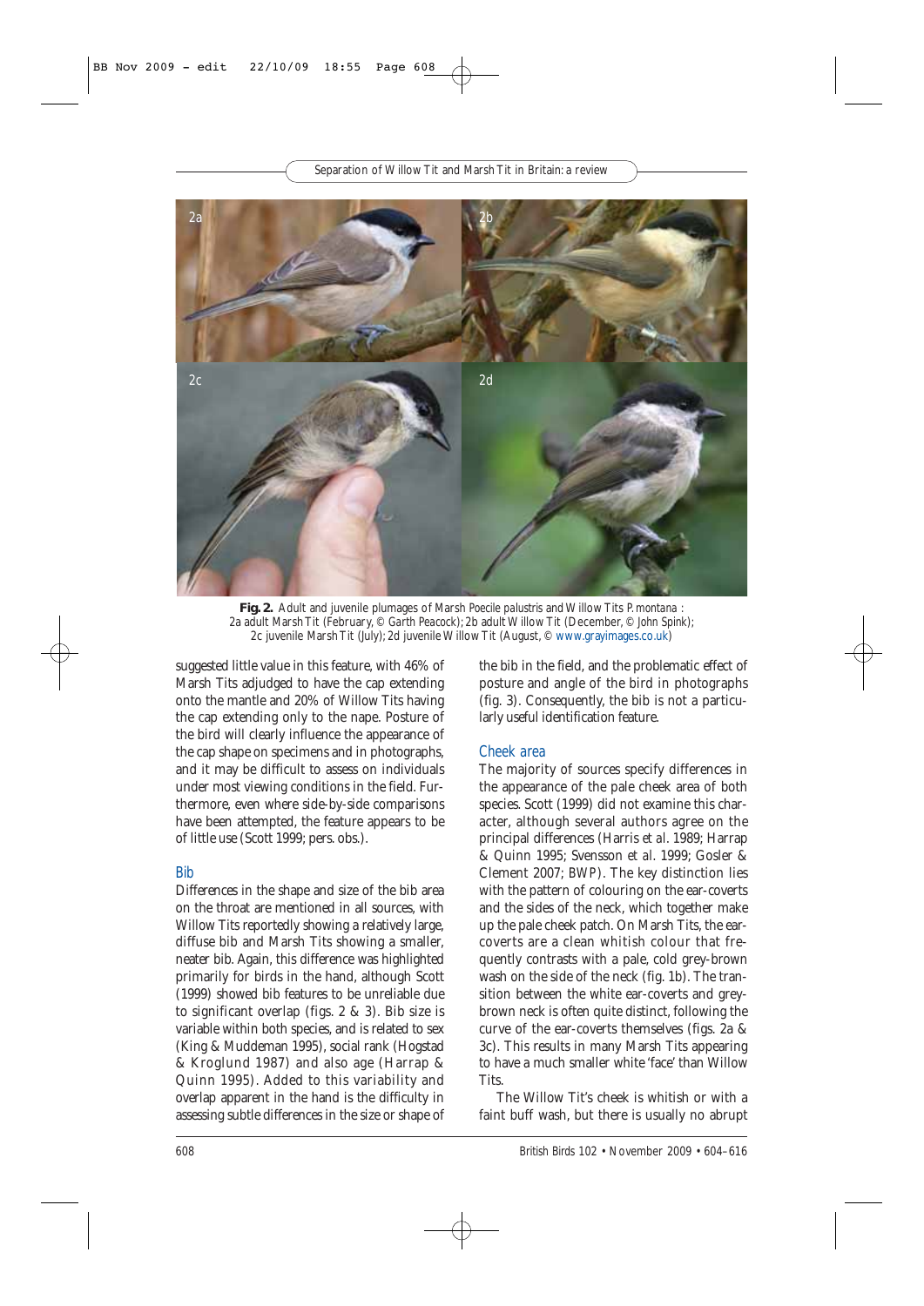**Fig. 2.** Adult and juvenile plumages of Marsh *Poecile palustris* and Willow Tits *P. montana*: 2a adult Marsh Tit (February, © Garth Peacock); 2b adult Willow Tit (December, © John Spink); 2c juvenile Marsh Tit (July); 2d juvenile Willow Tit (August, © www.grayimages.co.uk)

suggested little value in this feature, with 46% of Marsh Tits adjudged to have the cap extending onto the mantle and 20% of Willow Tits having the cap extending only to the nape. Posture of the bird will clearly influence the appearance of the cap shape on specimens and in photographs, and it may be difficult to assess on individuals under most viewing conditions in the field. Furthermore, even where side-by-side comparisons have been attempted, the feature appears to be of little use (Scott 1999; pers. obs.).

### Bib

Differences in the shape and size of the bib area on the throat are mentioned in all sources, with Willow Tits reportedly showing a relatively large, diffuse bib and Marsh Tits showing a smaller, neater bib. Again, this difference was highlighted primarily for birds in the hand, although Scott (1999) showed bib features to be unreliable due to significant overlap (figs. 2 & 3). Bib size is variable within both species, and is related to sex (King & Muddeman 1995), social rank (Hogstad & Kroglund 1987) and also age (Harrap & Quinn 1995). Added to this variability and overlap apparent in the hand is the difficulty in assessing subtle differences in the size or shape of the bib in the field, and the problematic effect of posture and angle of the bird in photographs (fig. 3). Consequently, the bib is not a particularly useful identification feature.

### Cheek area

The majority of sources specify differences in the appearance of the pale cheek area of both species. Scott (1999) did not examine this character, although several authors agree on the principal differences (Harris *et al.* 1989; Harrap & Quinn 1995; Svensson *et al.* 1999; Gosler & Clement 2007; *BWP*). The key distinction lies with the pattern of colouring on the ear-coverts and the sides of the neck, which together make up the pale cheek patch. On Marsh Tits, the ear-coverts are a clean whitish colour that frequently contrasts with a pale, cold grey-brown wash on the side of the neck (fig. 1b). The transition between the white ear-coverts and grey-brown neck is often quite distinct, following the curve of the ear-coverts themselves (figs. 2a & 3c). This results in many Marsh Tits appearing to have a much smaller white 'face' than Willow Tits.

The Willow Tit's cheek is whitish or with a faint buff wash, but there is usually no abrupt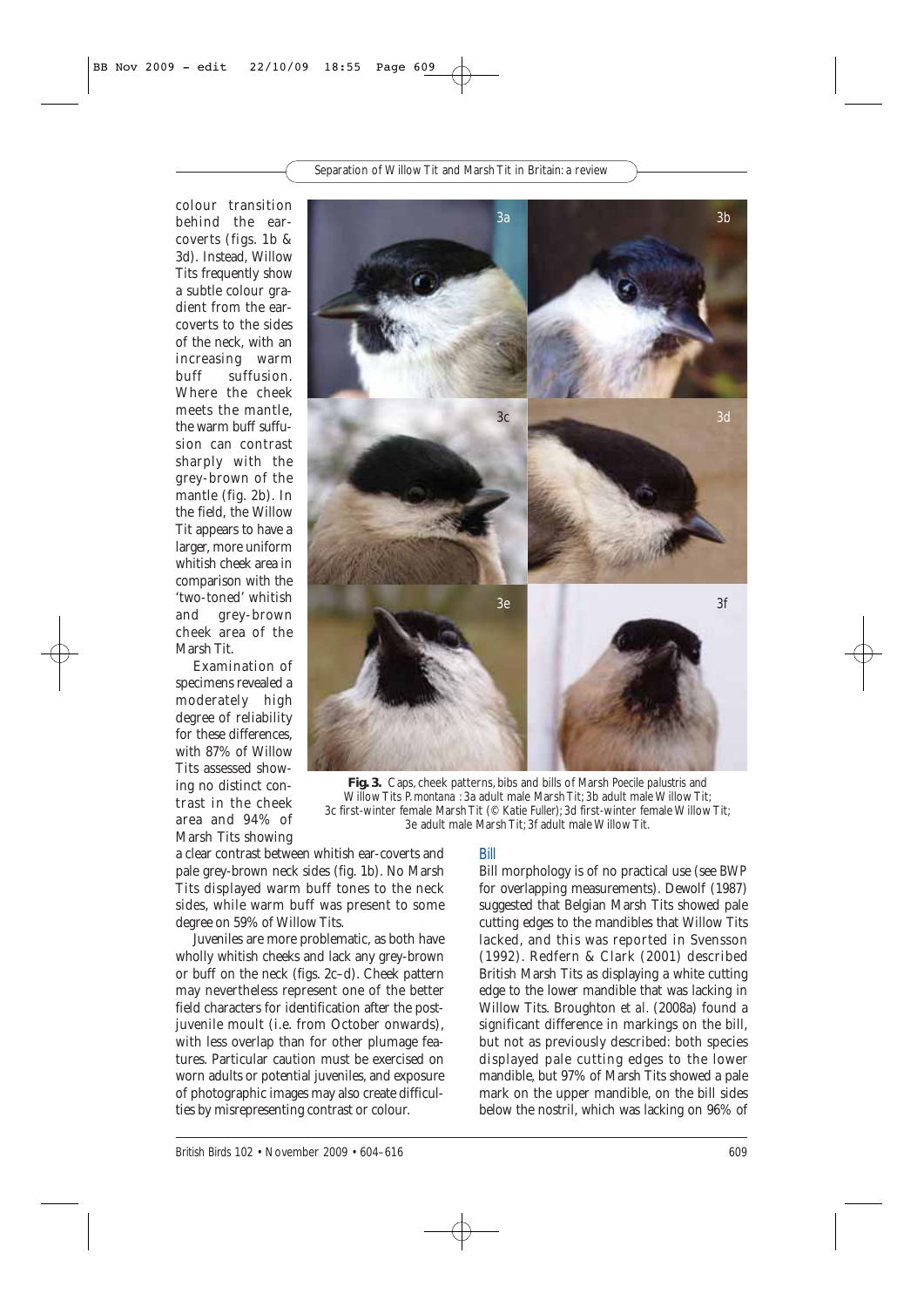colour transition behind the ear-coverts (figs. 1b & 3d). Instead, Willow Tits frequently show a subtle colour gradient from the ear-coverts to the sides of the neck, with an increasing warm buff suffusion. Where the cheek meets the mantle, the warm buff suffusion can contrast sharply with the grey-brown of the mantle (fig. 2b). In the field, the Willow Tit appears to have a larger, more uniform whitish cheek area in comparison with the 'two-toned' whitish and grey-brown cheek area of the Marsh Tit.

Examination of specimens revealed a moderately high degree of reliability for these differences, with 87% of Willow Tits assessed showing no distinct contrast in the cheek area and 94% of Marsh Tits showing a clear contrast between whitish ear-coverts and pale grey-brown neck sides (fig. 1b). No Marsh Tits displayed warm buff tones to the neck sides, while warm buff was present to some degree on 59% of Willow Tits.

Juveniles are more problematic, as both have wholly whitish cheeks and lack any grey-brown or buff on the neck (figs. 2c–d). Cheek pattern may nevertheless represent one of the better field characters for identification after the post-juvenile moult (i.e. from October onwards), with less overlap than for other plumage features. Particular caution must be exercised on worn adults or potential juveniles, and exposure of photographic images may also create difficulties by misrepresenting contrast or colour.

**Fig. 3.** Caps, cheek patterns, bibs and bills of Marsh *Poecile palustris* and Willow Tits *P. montana*: 3a adult male Marsh Tit; 3b adult male Willow Tit; 3c first-winter female Marsh Tit (© Katie Fuller); 3d first-winter female Willow Tit; 3e adult male Marsh Tit; 3f adult male Willow Tit.

### Bill

Bill morphology is of no practical use (see *BWP* for overlapping measurements). Dewolf (1987) suggested that Belgian Marsh Tits showed pale cutting edges to the mandibles that Willow Tits lacked, and this was reported in Svensson (1992). Redfern & Clark (2001) described British Marsh Tits as displaying a white cutting edge to the lower mandible that was lacking in Willow Tits. Broughton *et al.* (2008a) found a significant difference in markings on the bill, but not as previously described: both species displayed pale cutting edges to the lower mandible, but 97% of Marsh Tits showed a pale mark on the upper mandible, on the bill sides below the nostril, which was lacking on 96% of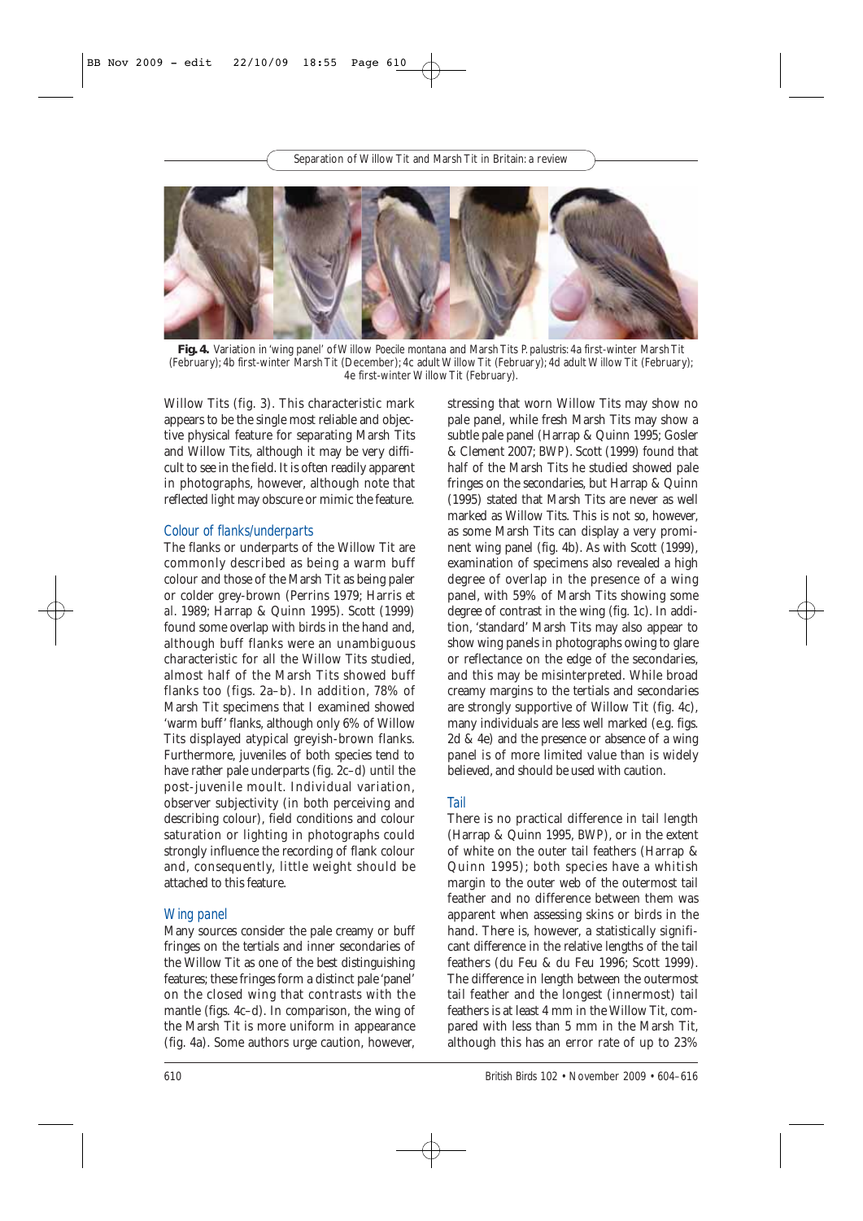**Fig. 4.** Variation in 'wing panel' of Willow *Poecile montana* and Marsh Tits *P. palustris*: 4a first-winter Marsh Tit (February); 4b first-winter Marsh Tit (December); 4c adult Willow Tit (February); 4d adult Willow Tit (February); 4e first-winter Willow Tit (February).

Willow Tits (fig. 3). This characteristic mark appears to be the single most reliable and objective physical feature for separating Marsh Tits and Willow Tits, although it may be very difficult to see in the field. It is often readily apparent in photographs, however, although note that reflected light may obscure or mimic the feature.

### Colour of flanks/underparts

The flanks or underparts of the Willow Tit are commonly described as being a warm buff colour and those of the Marsh Tit as being paler or colder grey-brown (Perrins 1979; Harris *et al.* 1989; Harrap & Quinn 1995). Scott (1999) found some overlap with birds in the hand and, although buff flanks were an unambiguous characteristic for all the Willow Tits studied, almost half of the Marsh Tits showed buff flanks too (figs. 2a–b). In addition, 78% of Marsh Tit specimens that I examined showed 'warm buff' flanks, although only 6% of Willow Tits displayed atypical greyish-brown flanks. Furthermore, juveniles of both species tend to have rather pale underparts (fig. 2c–d) until the post-juvenile moult. Individual variation, observer subjectivity (in both perceiving and describing colour), field conditions and colour saturation or lighting in photographs could strongly influence the recording of flank colour and, consequently, little weight should be attached to this feature.

### Wing panel

Many sources consider the pale creamy or buff fringes on the tertials and inner secondaries of the Willow Tit as one of the best distinguishing features; these fringes form a distinct pale 'panel' on the closed wing that contrasts with the mantle (figs. 4c–d). In comparison, the wing of the Marsh Tit is more uniform in appearance (fig. 4a). Some authors urge caution, however, stressing that worn Willow Tits may show no pale panel, while fresh Marsh Tits may show a subtle pale panel (Harrap & Quinn 1995; Gosler & Clement 2007; *BWP*). Scott (1999) found that half of the Marsh Tits he studied showed pale fringes on the secondaries, but Harrap & Quinn (1995) stated that Marsh Tits are never as well marked as Willow Tits. This is not so, however, as some Marsh Tits can display a very prominent wing panel (fig. 4b). As with Scott (1999), examination of specimens also revealed a high degree of overlap in the presence of a wing panel, with 59% of Marsh Tits showing some degree of contrast in the wing (fig. 1c). In addition, 'standard' Marsh Tits may also appear to show wing panels in photographs owing to glare or reflectance on the edge of the secondaries, and this may be misinterpreted. While broad creamy margins to the tertials and secondaries are strongly supportive of Willow Tit (fig. 4c), many individuals are less well marked (e.g. figs. 2d & 4e) and the presence or absence of a wing panel is of more limited value than is widely believed, and should be used with caution.

### Tail

There is no practical difference in tail length (Harrap & Quinn 1995, *BWP*), or in the extent of white on the outer tail feathers (Harrap & Quinn 1995); both species have a whitish margin to the outer web of the outermost tail feather and no difference between them was apparent when assessing skins or birds in the hand. There is, however, a statistically significant difference in the relative lengths of the tail feathers (du Feu & du Feu 1996; Scott 1999). The difference in length between the outermost tail feather and the longest (innermost) tail feathers is at least 4 mm in the Willow Tit, compared with less than 5 mm in the Marsh Tit, although this has an error rate of up to 23%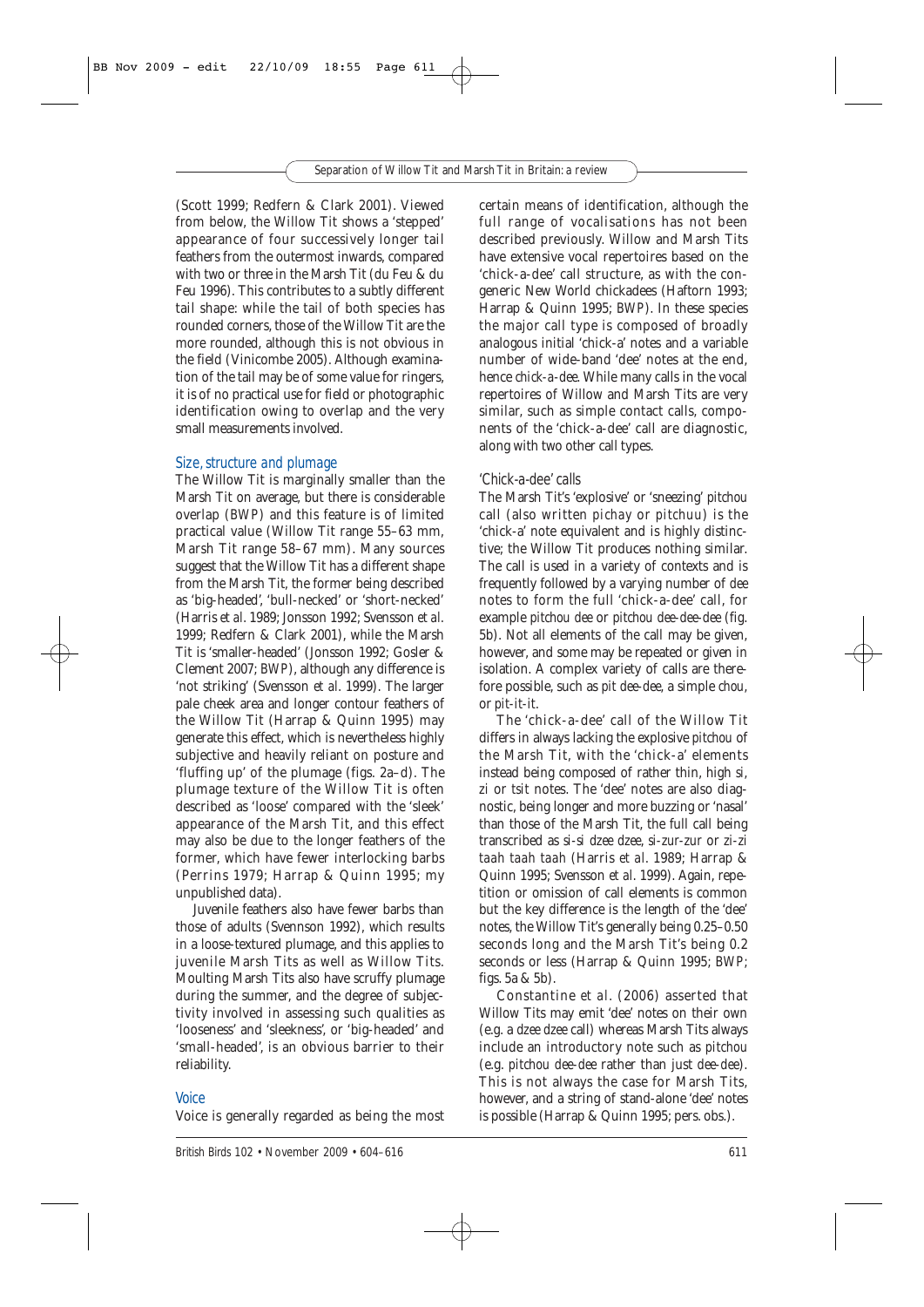(Scott 1999; Redfern & Clark 2001). Viewed from below, the Willow Tit shows a 'stepped' appearance of four successively longer tail feathers from the outermost inwards, compared with two or three in the Marsh Tit (du Feu & du Feu 1996). This contributes to a subtly different tail shape: while the tail of both species has rounded corners, those of the Willow Tit are the more rounded, although this is not obvious in the field (Vinicombe 2005). Although examination of the tail may be of some value for ringers, it is of no practical use for field or photographic identification owing to overlap and the very small measurements involved.

## *Size, structure and plumage*

The Willow Tit is marginally smaller than the Marsh Tit on average, but there is considerable overlap (*BWP*) and this feature is of limited practical value (Willow Tit range 55–63 mm, Marsh Tit range 58–67 mm). Many sources suggest that the Willow Tit has a different shape from the Marsh Tit, the former being described as 'big-headed', 'bull-necked' or 'short-necked' (Harris *et al.* 1989; Jonsson 1992; Svensson *et al.* 1999; Redfern & Clark 2001), while the Marsh Tit is 'smaller-headed' (Jonsson 1992; Gosler & Clement 2007; *BWP*), although any difference is 'not striking' (Svensson *et al.* 1999). The larger pale cheek area and longer contour feathers of the Willow Tit (Harrap & Quinn 1995) may generate this effect, which is nevertheless highly subjective and heavily reliant on posture and 'fluffing up' of the plumage (figs. 2a–d). The plumage texture of the Willow Tit is often described as 'loose' compared with the 'sleek' appearance of the Marsh Tit, and this effect may also be due to the longer feathers of the former, which have fewer interlocking barbs (Perrins 1979; Harrap & Quinn 1995; my unpublished data).

Juvenile feathers also have fewer barbs than those of adults (Svennson 1992), which results in a loose-textured plumage, and this applies to juvenile Marsh Tits as well as Willow Tits. Moulting Marsh Tits also have scruffy plumage during the summer, and the degree of subjectivity involved in assessing such qualities as 'looseness' and 'sleekness', or 'big-headed' and 'small-headed', is an obvious barrier to their reliability.

## *Voice*

Voice is generally regarded as being the most certain means of identification, although the full range of vocalisations has not been described previously. Willow and Marsh Tits have extensive vocal repertoires based on the 'chick-a-dee' call structure, as with the congeneric New World chickadees (Haftorn 1993; Harrap & Quinn 1995; *BWP*). In these species the major call type is composed of broadly analogous initial 'chick-a' notes and a variable number of wide-band 'dee' notes at the end, hence *chick-a-dee*. While many calls in the vocal repertoires of Willow and Marsh Tits are very similar, such as simple contact calls, components of the 'chick-a-dee' call are diagnostic, along with two other call types.

### *'Chick-a-dee' calls*

The Marsh Tit's 'explosive' or 'sneezing' *pitchou* call (also written *pichay* or *pitchuu*) is the 'chick-a' note equivalent and is highly distinctive; the Willow Tit produces nothing similar. The call is used in a variety of contexts and is frequently followed by a varying number of *dee* notes to form the full 'chick-a-dee' call, for example *pitchou dee* or *pitchou dee-dee-dee* (fig. 5b). Not all elements of the call may be given, however, and some may be repeated or given in isolation. A complex variety of calls are therefore possible, such as *pit dee-dee*, a simple *chou*, or *pit-it-it*.

The 'chick-a-dee' call of the Willow Tit differs in always lacking the explosive *pitchou* of the Marsh Tit, with the 'chick-a' elements instead being composed of rather thin, high *si*, *zi* or *tsit* notes. The 'dee' notes are also diagnostic, being longer and more buzzing or 'nasal' than those of the Marsh Tit, the full call being transcribed as *si-si dzee dzee*, *si-zur-zur* or *zi-zi taah taah taah* (Harris *et al.* 1989; Harrap & Quinn 1995; Svensson *et al.* 1999). Again, repetition or omission of call elements is common but the key difference is the length of the 'dee' notes, the Willow Tit's generally being 0.25–0.50 seconds long and the Marsh Tit's being 0.2 seconds or less (Harrap & Quinn 1995; *BWP*; figs. 5a & 5b).

Constantine *et al.* (2006) asserted that Willow Tits may emit 'dee' notes on their own (e.g. a *dzee dzee* call) whereas Marsh Tits always include an introductory note such as *pitchou* (e.g. *pitchou dee-dee* rather than just *dee-dee*). This is not always the case for Marsh Tits, however, and a string of stand-alone 'dee' notes is possible (Harrap & Quinn 1995; pers. obs.).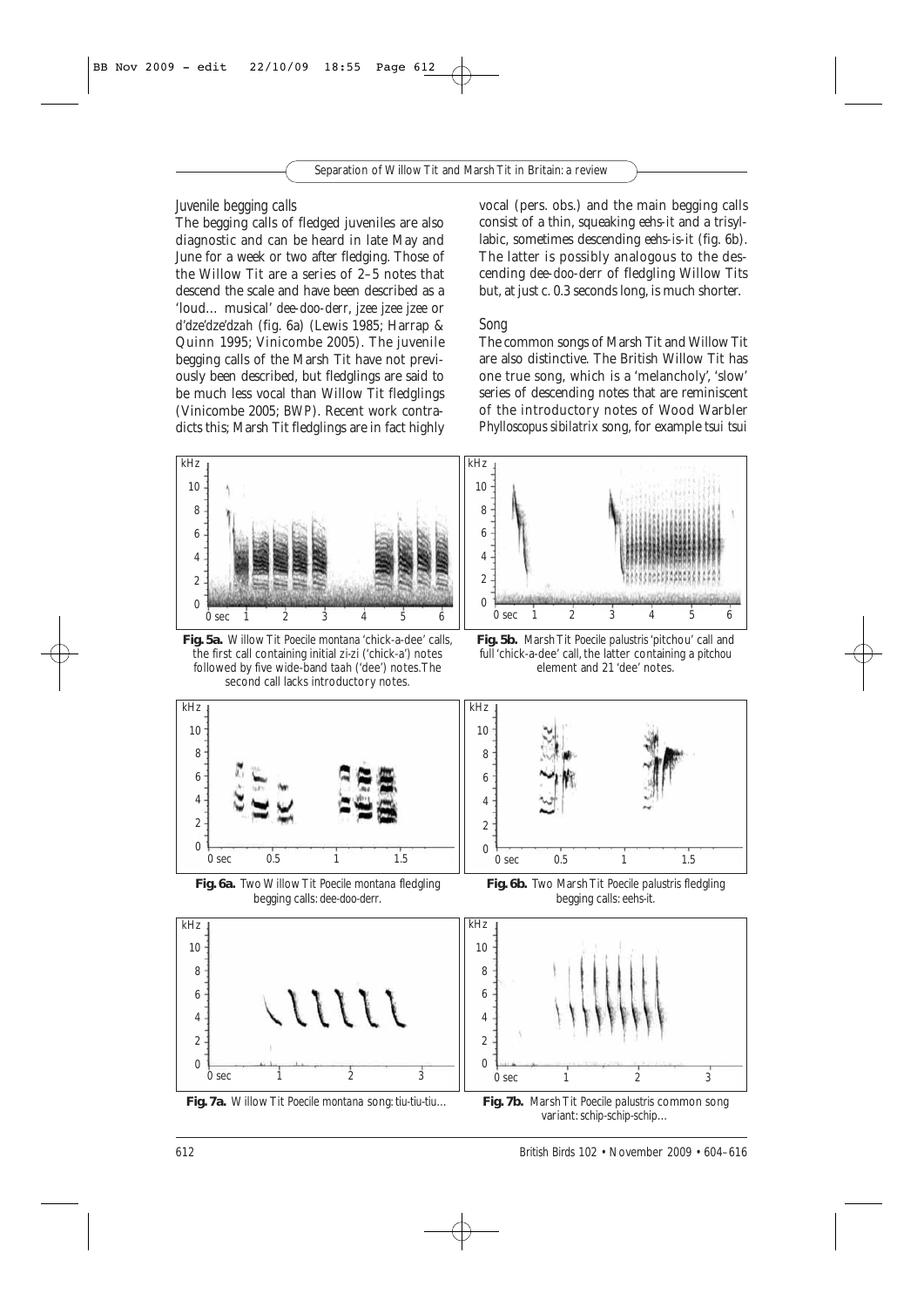## Juvenile begging calls

The begging calls of fledged juveniles are also diagnostic and can be heard in late May and June for a week or two after fledging. Those of the Willow Tit are a series of 2–5 notes that descend the scale and have been described as a 'loud… musical' *dee-doo-derr*, *jzee jzee jzee* or *d'dze'dze'dzah* (fig. 6a) (Lewis 1985; Harrap & Quinn 1995; Vinicombe 2005). The juvenile begging calls of the Marsh Tit have not previously been described, but fledglings are said to be much less vocal than Willow Tit fledglings (Vinicombe 2005; BWP). Recent work contradicts this; Marsh Tit fledglings are in fact highly vocal (pers. obs.) and the main begging calls consist of a thin, squeaking *eehs-it* and a trisyllabic, sometimes descending *eehs-is-it* (fig. 6b). The latter is possibly analogous to the descending *dee-doo-derr* of fledgling Willow Tits but, at just c. 0.3 seconds long, is much shorter.

## Song

The common songs of Marsh Tit and Willow Tit are also distinctive. The British Willow Tit has one true song, which is a 'melancholy', 'slow' series of descending notes that are reminiscent of the introductory notes of Wood Warbler *Phylloscopus sibilatrix* song, for example *tsui tsui*

**Fig. 5a.** Willow Tit *Poecile montana* 'chick-a-dee' calls, the first call containing initial zi-zi ('chick-a') notes followed by five wide-band taah ('dee') notes. The second call lacks introductory notes.

**Fig. 5b.** Marsh Tit *Poecile palustris* 'pitchou' call and full 'chick-a-dee' call, the latter containing a pitchou element and 21 'dee' notes.

**Fig. 6a.** Two Willow Tit *Poecile montana* fledgling begging calls: dee-doo-derr.

**Fig. 6b.** Two Marsh Tit *Poecile palustris* fledgling begging calls: eehs-it.

**Fig. 7a.** Willow Tit *Poecile montana* song: tiu-tiu-tiu…

**Fig. 7b.** Marsh Tit *Poecile palustris* common song variant: schip-schip-schip…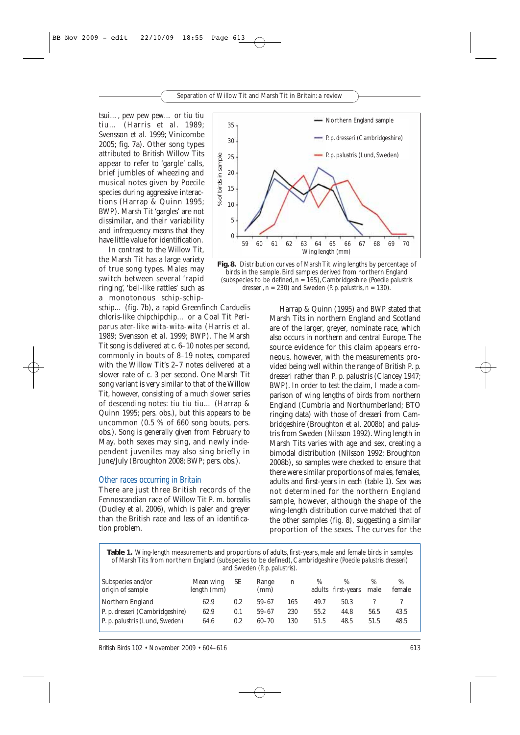tsui…, *pew pew pew…* or *tiu tiu tiu…* (Harris *et al.* 1989; Svensson *et al.* 1999; Vinicombe 2005; fig. 7a). Other song types attributed to British Willow Tits appear to refer to 'gargle' calls, brief jumbles of wheezing and musical notes given by *Poecile* species during aggressive interactions (Harrap & Quinn 1995; BWP). Marsh Tit 'gargles' are not dissimilar, and their variability and infrequency means that they have little value for identification.

In contrast to the Willow Tit, the Marsh Tit has a large variety of true song types. Males may switch between several 'rapid ringing', 'bell-like rattles' such as a monotonous *schip-schip-schip…* (fig. 7b), a rapid Greenfinch *Carduelis chloris*-like *chipchipchip…* or a Coal Tit *Periparus ater*-like *wita-wita-wita* (Harris *et al.* 1989; Svensson *et al.* 1999; BWP). The Marsh Tit song is delivered at c. 6–10 notes per second, commonly in bouts of 8–19 notes, compared with the Willow Tit's 2–7 notes delivered at a slower rate of c. 3 per second. One Marsh Tit song variant is very similar to that of the Willow Tit, however, consisting of a much slower series of descending notes: *tiu tiu tiu…* (Harrap & Quinn 1995; pers. obs.), but this appears to be uncommon (0.5 % of 660 song bouts, pers. obs.). Song is generally given from February to May, both sexes may sing, and newly independent juveniles may also sing briefly in June/July (Broughton 2008; BWP; pers. obs.).

## Other races occurring in Britain

There are just three British records of the Fennoscandian race of Willow Tit *P. m. borealis* (Dudley *et al.* 2006), which is paler and greyer than the British race and less of an identification problem.

**Fig. 8.** Distribution curves of Marsh Tit wing lengths by percentage of birds in the sample. Bird samples derived from northern England (subspecies to be defined, n = 165), Cambridgeshire (*Poecile palustris dresseri*, n = 230) and Sweden (*P. p. palustris*, n = 130).

Harrap & Quinn (1995) and BWP stated that Marsh Tits in northern England and Scotland are of the larger, greyer, nominate race, which also occurs in northern and central Europe. The source evidence for this claim appears erroneous, however, with the measurements provided being well within the range of British *P. p. dresseri* rather than *P. p. palustris* (Clancey 1947; BWP). In order to test the claim, I made a comparison of wing lengths of birds from northern England (Cumbria and Northumberland; BTO ringing data) with those of *dresseri* from Cambridgeshire (Broughton *et al.* 2008b) and *palustris* from Sweden (Nilsson 1992). Wing length in Marsh Tits varies with age and sex, creating a bimodal distribution (Nilsson 1992; Broughton 2008b), so samples were checked to ensure that there were similar proportions of males, females, adults and first-years in each (table 1). Sex was not determined for the northern England sample, however, although the shape of the wing-length distribution curve matched that of the other samples (fig. 8), suggesting a similar proportion of the sexes. The curves for the

**Table 1.** Wing-length measurements and proportions of adults, first-years, male and female birds in samples of Marsh Tits from northern England (subspecies to be defined), Cambridgeshire (*Poecile palustris dresseri*) and Sweden (*P. p. palustris*).

| Subspecies and/or origin of sample | Mean wing length (mm) | SE | Range (mm) | n | % adults | % first-years | % male | % female |
|---|---|---|---|---|---|---|---|---|
| Northern England | 62.9 | 0.2 | 59–67 | 165 | 49.7 | 50.3 | ? | ? |
| *P. p. dresseri* (Cambridgeshire) | 62.9 | 0.1 | 59–67 | 230 | 55.2 | 44.8 | 56.5 | 43.5 |
| *P. p. palustris* (Lund, Sweden) | 64.6 | 0.2 | 60–70 | 130 | 51.5 | 48.5 | 51.5 | 48.5 |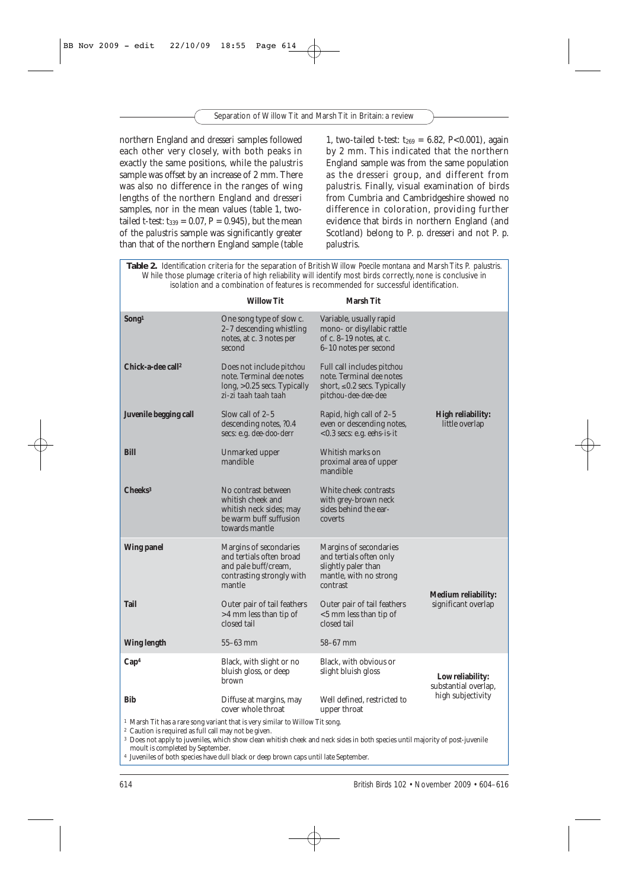northern England and *dresseri* samples followed each other very closely, with both peaks in exactly the same positions, while the *palustris* sample was offset by an increase of 2 mm. There was also no difference in the ranges of wing lengths of the northern England and *dresseri* samples, nor in the mean values (table 1, two-tailed t-test: $t_{339} = 0.07$, $P = 0.945$), but the mean of the *palustris* sample was significantly greater than that of the northern England sample (table 1, two-tailed t-test: $t_{269} = 6.82$, $P<0.001$), again by 2 mm. This indicated that the northern England sample was from the same population as the *dresseri* group, and different from *palustris*. Finally, visual examination of birds from Cumbria and Cambridgeshire showed no difference in coloration, providing further evidence that birds in northern England (and Scotland) belong to *P. p. dresseri* and not *P. p. palustris*.

**Table 2.** Identification criteria for the separation of British Willow *Poecile montana* and Marsh Tits *P. palustris*. While those plumage criteria of high reliability will identify most birds correctly, none is conclusive in isolation and a combination of features is recommended for successful identification.

| | Willow Tit | Marsh Tit | |
|---|---|---|---|
| **Song**[1] | One song type of slow c. 2–7 descending whistling notes, at c. 3 notes per second | Variable, usually rapid mono- or disyllabic rattle of c. 8–19 notes, at c. 6–10 notes per second | **High reliability:** little overlap |
| **Chick-a-dee call**[2] | Does not include *pitchou* note. Terminal *dee* notes long, >0.25 secs. Typically *zi-zi taah taah taah* | Full call includes *pitchou* note. Terminal *dee* notes short, ≤0.2 secs. Typically *pitchou-dee-dee-dee* | |
| **Juvenile begging call** | Slow call of 2–5 descending notes, ?0.4 secs: e.g. *dee-doo-derr* | Rapid, high call of 2–5 even or descending notes, <0.3 secs: e.g. *eehs-is-it* | |
| **Bill** | Unmarked upper mandible | Whitish marks on proximal area of upper mandible | |
| **Cheeks**[3] | No contrast between whitish cheek and whitish neck sides; may be warm buff suffusion towards mantle | White cheek contrasts with grey-brown neck sides behind the ear-coverts | |
| **Wing panel** | Margins of secondaries and tertials often broad and pale buff/cream, contrasting strongly with mantle | Margins of secondaries and tertials often only slightly paler than mantle, with no strong contrast | **Medium reliability:** significant overlap |
| **Tail** | Outer pair of tail feathers >4 mm less than tip of closed tail | Outer pair of tail feathers <5 mm less than tip of closed tail | |
| **Wing length** | 55–63 mm | 58–67 mm | |
| **Cap**[4] | Black, with slight or no bluish gloss, or deep brown | Black, with obvious or slight bluish gloss | **Low reliability:** substantial overlap, high subjectivity |
| **Bib** | Diffuse at margins, may cover whole throat | Well defined, restricted to upper throat | |

[1] Marsh Tit has a rare song variant that is very similar to Willow Tit song.
[2] Caution is required as full call may not be given.
[3] Does not apply to juveniles, which show clean whitish cheek and neck sides in both species until majority of post-juvenile moult is completed by September.
[4] Juveniles of both species have dull black or deep brown caps until late September.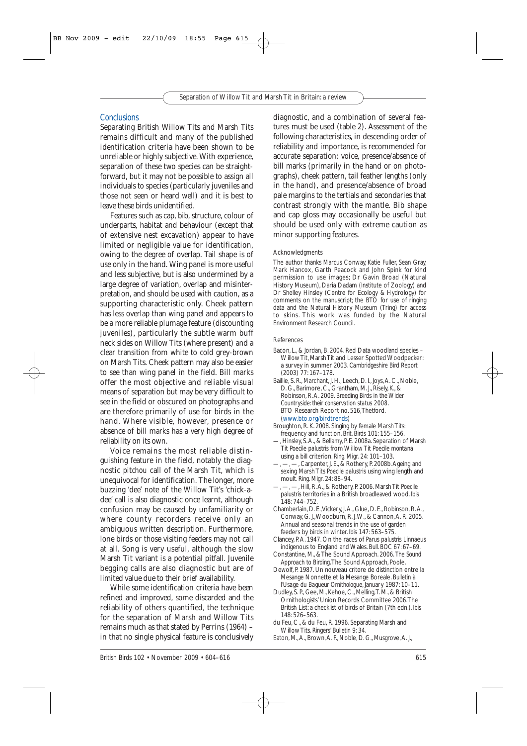## Conclusions

Separating British Willow Tits and Marsh Tits remains difficult and many of the published identification criteria have been shown to be unreliable or highly subjective. With experience, separation of these two species can be straightforward, but it may not be possible to assign all individuals to species (particularly juveniles and those not seen or heard well) and it is best to leave these birds unidentified.

Features such as cap, bib, structure, colour of underparts, habitat and behaviour (except that of extensive nest excavation) appear to have limited or negligible value for identification, owing to the degree of overlap. Tail shape is of use only in the hand. Wing panel is more useful and less subjective, but is also undermined by a large degree of variation, overlap and misinterpretation, and should be used with caution, as a supporting characteristic only. Cheek pattern has less overlap than wing panel and appears to be a more reliable plumage feature (discounting juveniles), particularly the subtle warm buff neck sides on Willow Tits (where present) and a clear transition from white to cold grey-brown on Marsh Tits. Cheek pattern may also be easier to see than wing panel in the field. Bill marks offer the most objective and reliable visual means of separation but may be very difficult to see in the field or obscured on photographs and are therefore primarily of use for birds in the hand. Where visible, however, presence or absence of bill marks has a very high degree of reliability on its own.

Voice remains the most reliable distinguishing feature in the field, notably the diagnostic *pitchou* call of the Marsh Tit, which is unequivocal for identification. The longer, more buzzing 'dee' note of the Willow Tit's 'chick-a-dee' call is also diagnostic once learnt, although confusion may be caused by unfamiliarity or where county recorders receive only an ambiguous written description. Furthermore, lone birds or those visiting feeders may not call at all. Song is very useful, although the slow Marsh Tit variant is a potential pitfall. Juvenile begging calls are also diagnostic but are of limited value due to their brief availability.

While some identification criteria have been refined and improved, some discarded and the reliability of others quantified, the technique for the separation of Marsh and Willow Tits remains much as that stated by Perrins (1964) – in that no single physical feature is conclusively diagnostic, and a combination of several features must be used (table 2). Assessment of the following characteristics, in descending order of reliability and importance, is recommended for accurate separation: voice, presence/absence of bill marks (primarily in the hand or on photographs), cheek pattern, tail feather lengths (only in the hand), and presence/absence of broad pale margins to the tertials and secondaries that contrast strongly with the mantle. Bib shape and cap gloss may occasionally be useful but should be used only with extreme caution as minor supporting features.

### Acknowledgments

The author thanks Marcus Conway, Katie Fuller, Sean Gray, Mark Hancox, Garth Peacock and John Spink for kind permission to use images; Dr Gavin Broad (Natural History Museum), Daria Dadam (Institute of Zoology) and Dr Shelley Hinsley (Centre for Ecology & Hydrology) for comments on the manuscript; the BTO for use of ringing data and the Natural History Museum (Tring) for access to skins. This work was funded by the Natural Environment Research Council.

### References

Bacon, L., & Jordan, B. 2004. Red Data woodland species – Willow Tit, Marsh Tit and Lesser Spotted Woodpecker: a survey in summer 2003. *Cambridgeshire Bird Report (2003)* 77: 167–178.

Baillie, S. R., Marchant, J. H., Leech, D. I., Joys, A. C., Noble, D. G., Barimore, C., Grantham, M. J., Risely, K., & Robinson, R. A. 2009. *Breeding Birds in the Wider Countryside: their conservation status 2008.* BTO Research Report no. 516, Thetford. (www.bto.org/birdtrends)

Broughton, R. K. 2008. Singing by female Marsh Tits: frequency and function. *Brit. Birds* 101: 155–156.

—, Hinsley, S. A., & Bellamy, P. E. 2008a. Separation of Marsh Tit *Poecile palustris* from Willow Tit *Poecile montana* using a bill criterion. *Ring. Migr.* 24: 101–103.

—, —, —, Carpenter, J. E., & Rothery, P. 2008b. Ageing and sexing Marsh Tits *Poecile palustris* using wing length and moult. *Ring. Migr.* 24: 88–94.

—, —, —, Hill, R. A., & Rothery, P. 2006. Marsh Tit *Poecile palustris* territories in a British broadleaved wood. *Ibis* 148: 744–752.

Chamberlain, D. E., Vickery, J. A., Glue, D. E., Robinson, R. A., Conway, G. J., Woodburn, R. J. W., & Cannon, A. R. 2005. Annual and seasonal trends in the use of garden feeders by birds in winter. *Ibis* 147: 563–575.

Clancey, P. A. 1947. On the races of *Parus palustris* Linnaeus indigenous to England and Wales. *Bull. BOC* 67: 67–69.

Constantine, M., & The Sound Approach. 2006. *The Sound Approach to Birding.* The Sound Approach, Poole.

Dewolf, P. 1987. Un nouveau critere de distinction entre la Mesange Nonnette et la Mesange Boreale. *Bulletin à l'Usage du Bagueur Ornithologue*, January 1987: 10–11.

Dudley, S. P., Gee, M., Kehoe, C., Melling, T. M., & British Ornithologists' Union Records Committee 2006. The British List: a checklist of birds of Britain (7th edn.). *Ibis* 148: 526–563.

du Feu, C., & du Feu, R. 1996. Separating Marsh and Willow Tits. *Ringers' Bulletin* 9: 34.

Eaton, M., A., Brown, A. F., Noble, D. G., Musgrove, A. J.,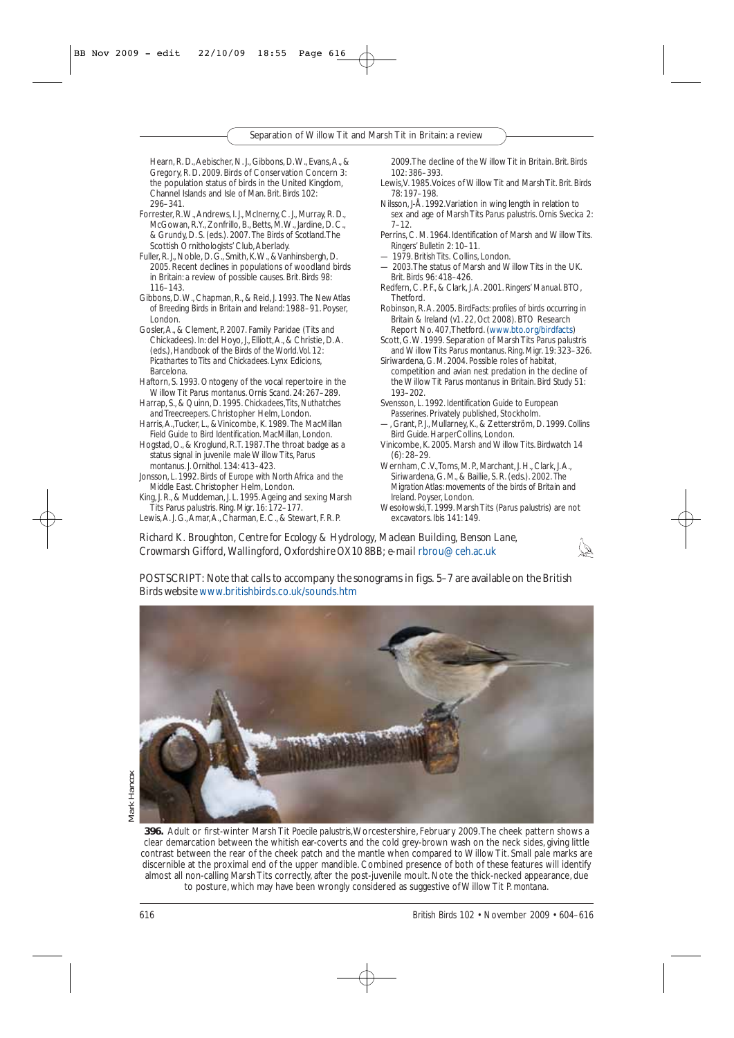Hearn, R. D., Aebischer, N. J., Gibbons, D. W., Evans, A., & Gregory, R. D. 2009. Birds of Conservation Concern 3: the population status of birds in the United Kingdom, Channel Islands and Isle of Man. *Brit. Birds* 102: 296–341.

Forrester, R. W., Andrews, I. J., McInerny, C. J., Murray, R. D., McGowan, R. Y., Zonfrillo, B., Betts, M. W., Jardine, D. C., & Grundy, D. S. (eds.). 2007. *The Birds of Scotland*. The Scottish Ornithologists' Club, Aberlady.

Fuller, R. J., Noble, D. G., Smith, K. W., & Vanhinsbergh, D. 2005. Recent declines in populations of woodland birds in Britain: a review of possible causes. *Brit. Birds* 98: 116–143.

Gibbons, D. W., Chapman, R., & Reid, J. 1993. *The New Atlas of Breeding Birds in Britain and Ireland: 1988–91*. Poyser, London.

Gosler, A., & Clement, P. 2007. Family Paridae (Tits and Chickadees). In: del Hoyo, J., Elliott, A., & Christie, D. A. (eds.), *Handbook of the Birds of the World*. Vol. 12: *Picathartes to Tits and Chickadees*. Lynx Edicions, Barcelona.

Haftorn, S. 1993. Ontogeny of the vocal repertoire in the Willow Tit *Parus montanus*. *Ornis Scand.* 24: 267–289.

Harrap, S., & Quinn, D. 1995. *Chickadees, Tits, Nuthatches and Treecreepers*. Christopher Helm, London.

Harris, A., Tucker, L., & Vinicombe, K. 1989. *The MacMillan Field Guide to Bird Identification*. MacMillan, London.

Hogstad, O., & Kroglund, R. T. 1987. The throat badge as a status signal in juvenile male Willow Tits, *Parus montanus*. *J. Ornithol.* 134: 413–423.

Jonsson, L. 1992. *Birds of Europe with North Africa and the Middle East*. Christopher Helm, London.

King, J. R., & Muddeman, J. L. 1995. Ageing and sexing Marsh Tits *Parus palustris*. *Ring. Migr.* 16: 172–177.

Lewis, A. J. G., Amar, A., Charman, E. C., & Stewart, F. R. P. 2009. The decline of the Willow Tit in Britain. *Brit. Birds* 102: 386–393.

Lewis, V. 1985. Voices of Willow Tit and Marsh Tit. *Brit. Birds* 78: 197–198.

Nilsson, J-Å. 1992. Variation in wing length in relation to sex and age of Marsh Tits *Parus palustris*. *Ornis Svecica* 2: 7–12.

Perrins, C. M. 1964. Identification of Marsh and Willow Tits. *Ringers' Bulletin* 2: 10–11.

— 1979. *British Tits*. Collins, London.

— 2003. The status of Marsh and Willow Tits in the UK. *Brit. Birds* 96: 418–426.

Redfern, C. P. F., & Clark, J. A. 2001. *Ringers' Manual*. BTO, Thetford.

Robinson, R. A. 2005. *BirdFacts: profiles of birds occurring in Britain & Ireland* (v1.22, Oct 2008). BTO Research Report No. 407, Thetford. (www.bto.org/birdfacts)

Scott, G. W. 1999. Separation of Marsh Tits *Parus palustris* and Willow Tits *Parus montanus*. *Ring. Migr.* 19: 323–326.

Siriwardena, G. M. 2004. Possible roles of habitat, competition and avian nest predation in the decline of the Willow Tit *Parus montanus* in Britain. *Bird Study* 51: 193–202.

Svensson, L. 1992. *Identification Guide to European Passerines*. Privately published, Stockholm.

—, Grant, P. J., Mullarney, K., & Zetterström, D. 1999. *Collins Bird Guide*. HarperCollins, London.

Vinicombe, K. 2005. Marsh and Willow Tits. *Birdwatch* 14 (6): 28–29.

Wernham, C. V., Toms, M. P., Marchant, J. H., Clark, J. A., Siriwardena, G. M., & Baillie, S. R. (eds.). 2002. *The Migration Atlas: movements of the birds of Britain and Ireland*. Poyser, London.

Wesołowski, T. 1999. Marsh Tits (*Parus palustris*) are not excavators. *Ibis* 141: 149.

*Richard K. Broughton, Centre for Ecology & Hydrology, Maclean Building, Benson Lane, Crowmarsh Gifford, Wallingford, Oxfordshire OX10 8BB; e-mail rbrou@ceh.ac.uk*

POSTSCRIPT: Note that calls to accompany the sonograms in figs. 5–7 are available on the British Birds website www.britishbirds.co.uk/sounds.htm

Mark Hancox

**396.** Adult or first-winter Marsh Tit *Poecile palustris*, Worcestershire, February 2009. The cheek pattern shows a clear demarcation between the whitish ear-coverts and the cold grey-brown wash on the neck sides, giving little contrast between the rear of the cheek patch and the mantle when compared to Willow Tit. Small pale marks are discernible at the proximal end of the upper mandible. Combined presence of both of these features will identify almost all non-calling Marsh Tits correctly, after the post-juvenile moult. Note the thick-necked appearance, due to posture, which may have been wrongly considered as suggestive of Willow Tit *P. montana*.